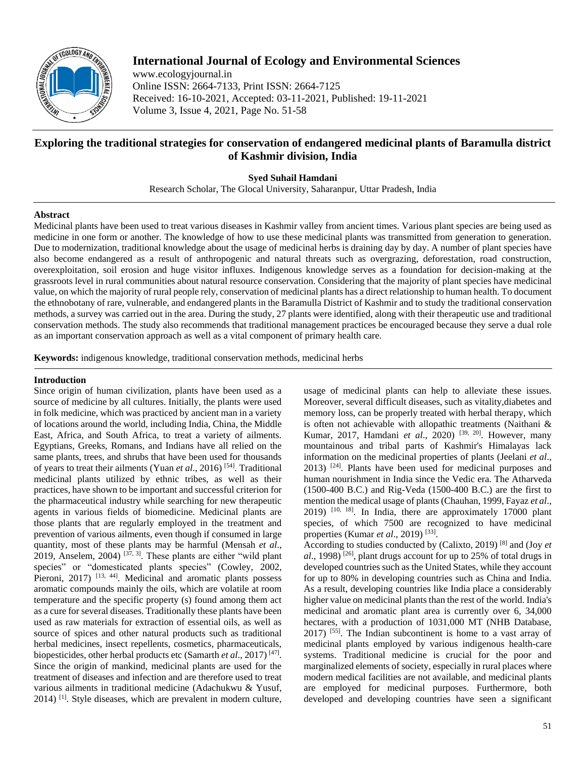# International Journal of Ecology and Environmental Sciences

www.ecologyjournal.in
Online ISSN: 2664-7133, Print ISSN: 2664-7125
Received: 16-10-2021, Accepted: 03-11-2021, Published: 19-11-2021
Volume 3, Issue 4, 2021, Page No. 51-58

## Exploring the traditional strategies for conservation of endangered medicinal plants of Baramulla district of Kashmir division, India

**Syed Suhail Hamdani**

Research Scholar, The Glocal University, Saharanpur, Uttar Pradesh, India

**Abstract**

Medicinal plants have been used to treat various diseases in Kashmir valley from ancient times. Various plant species are being used as medicine in one form or another. The knowledge of how to use these medicinal plants was transmitted from generation to generation. Due to modernization, traditional knowledge about the usage of medicinal herbs is draining day by day. A number of plant species have also become endangered as a result of anthropogenic and natural threats such as overgrazing, deforestation, road construction, overexploitation, soil erosion and huge visitor influxes. Indigenous knowledge serves as a foundation for decision-making at the grassroots level in rural communities about natural resource conservation. Considering that the majority of plant species have medicinal value, on which the majority of rural people rely, conservation of medicinal plants has a direct relationship to human health. To document the ethnobotany of rare, vulnerable, and endangered plants in the Baramulla District of Kashmir and to study the traditional conservation methods, a survey was carried out in the area. During the study, 27 plants were identified, along with their therapeutic use and traditional conservation methods. The study also recommends that traditional management practices be encouraged because they serve a dual role as an important conservation approach as well as a vital component of primary health care.

**Keywords:** indigenous knowledge, traditional conservation methods, medicinal herbs

### Introduction

Since origin of human civilization, plants have been used as a source of medicine by all cultures. Initially, the plants were used in folk medicine, which was practiced by ancient man in a variety of locations around the world, including India, China, the Middle East, Africa, and South Africa, to treat a variety of ailments. Egyptians, Greeks, Romans, and Indians have all relied on the same plants, trees, and shrubs that have been used for thousands of years to treat their ailments (Yuan *et al*., 2016) [54]. Traditional medicinal plants utilized by ethnic tribes, as well as their practices, have shown to be important and successful criterion for the pharmaceutical industry while searching for new therapeutic agents in various fields of biomedicine. Medicinal plants are those plants that are regularly employed in the treatment and prevention of various ailments, even though if consumed in large quantity, most of these plants may be harmful (Mensah *et al*., 2019, Anselem, 2004) [37, 3]. These plants are either "wild plant species" or "domesticated plants species" (Cowley, 2002, Pieroni, 2017) [13, 44]. Medicinal and aromatic plants possess aromatic compounds mainly the oils, which are volatile at room temperature and the specific property (s) found among them act as a cure for several diseases. Traditionally these plants have been used as raw materials for extraction of essential oils, as well as source of spices and other natural products such as traditional herbal medicines, insect repellents, cosmetics, pharmaceuticals, biopesticides, other herbal products etc (Samarth *et al*., 2017) [47]. Since the origin of mankind, medicinal plants are used for the treatment of diseases and infection and are therefore used to treat various ailments in traditional medicine (Adachukwu & Yusuf, 2014) [1]. Style diseases, which are prevalent in modern culture, usage of medicinal plants can help to alleviate these issues. Moreover, several difficult diseases, such as vitality,diabetes and memory loss, can be properly treated with herbal therapy, which is often not achievable with allopathic treatments (Naithani & Kumar, 2017, Hamdani *et al*., 2020) [39, 20]. However, many mountainous and tribal parts of Kashmir's Himalayas lack information on the medicinal properties of plants (Jeelani *et al*., 2013) [24]. Plants have been used for medicinal purposes and human nourishment in India since the Vedic era. The Atharveda (1500-400 B.C.) and Rig-Veda (1500-400 B.C.) are the first to mention the medical usage of plants (Chauhan, 1999, Fayaz *et al*., 2019) [10, 18]. In India, there are approximately 17000 plant species, of which 7500 are recognized to have medicinal properties (Kumar *et al*., 2019) [33].

According to studies conducted by (Calixto, 2019) [8] and (Joy *et al*., 1998) [26], plant drugs account for up to 25% of total drugs in developed countries such as the United States, while they account for up to 80% in developing countries such as China and India. As a result, developing countries like India place a considerably higher value on medicinal plants than the rest of the world. India's medicinal and aromatic plant area is currently over 6, 34,000 hectares, with a production of 1031,000 MT (NHB Database, 2017) [55]. The Indian subcontinent is home to a vast array of medicinal plants employed by various indigenous health-care systems. Traditional medicine is crucial for the poor and marginalized elements of society, especially in rural places where modern medical facilities are not available, and medicinal plants are employed for medicinal purposes. Furthermore, both developed and developing countries have seen a significant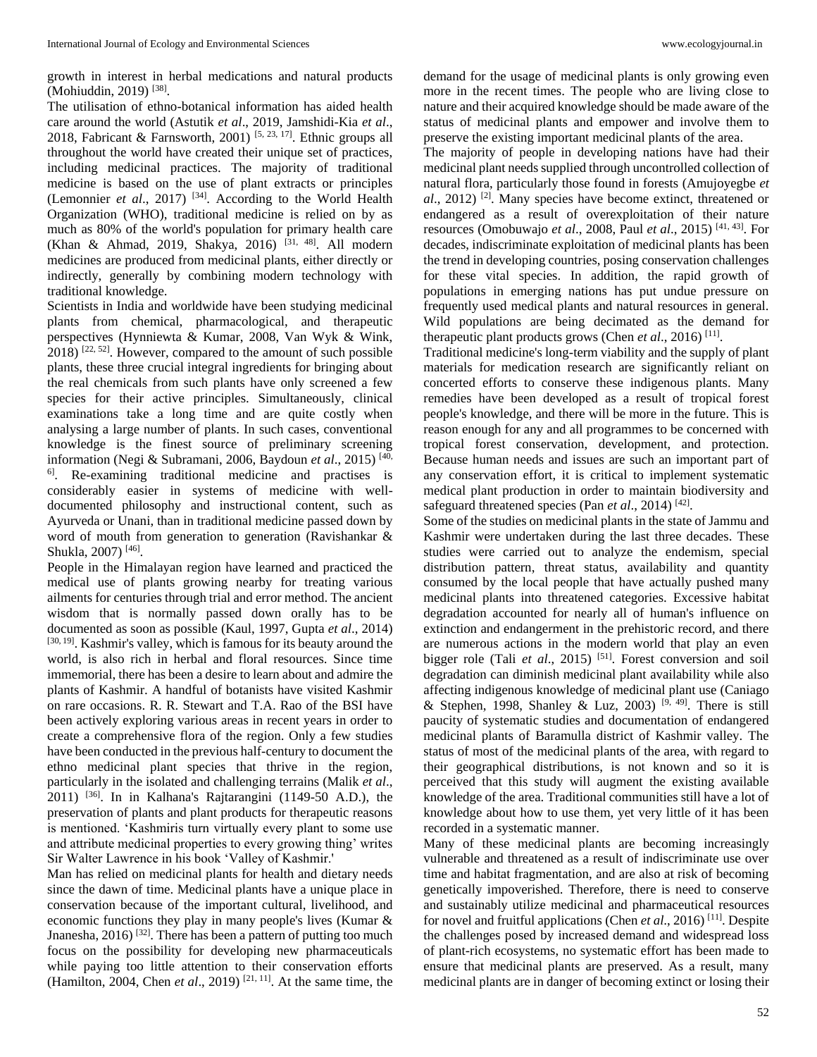growth in interest in herbal medications and natural products (Mohiuddin, 2019) [38].

The utilisation of ethno-botanical information has aided health care around the world (Astutik *et al*., 2019, Jamshidi-Kia *et al*., 2018, Fabricant & Farnsworth, 2001) [5, 23, 17]. Ethnic groups all throughout the world have created their unique set of practices, including medicinal practices. The majority of traditional medicine is based on the use of plant extracts or principles (Lemonnier *et al*., 2017) [34]. According to the World Health Organization (WHO), traditional medicine is relied on by as much as 80% of the world's population for primary health care (Khan & Ahmad, 2019, Shakya, 2016) [31, 48]. All modern medicines are produced from medicinal plants, either directly or indirectly, generally by combining modern technology with traditional knowledge.

Scientists in India and worldwide have been studying medicinal plants from chemical, pharmacological, and therapeutic perspectives (Hynniewta & Kumar, 2008, Van Wyk & Wink, 2018) [22, 52]. However, compared to the amount of such possible plants, these three crucial integral ingredients for bringing about the real chemicals from such plants have only screened a few species for their active principles. Simultaneously, clinical examinations take a long time and are quite costly when analysing a large number of plants. In such cases, conventional knowledge is the finest source of preliminary screening information (Negi & Subramani, 2006, Baydoun *et al*., 2015) [40, 6]. Re-examining traditional medicine and practises is considerably easier in systems of medicine with well-documented philosophy and instructional content, such as Ayurveda or Unani, than in traditional medicine passed down by word of mouth from generation to generation (Ravishankar & Shukla, 2007) [46].

People in the Himalayan region have learned and practiced the medical use of plants growing nearby for treating various ailments for centuries through trial and error method. The ancient wisdom that is normally passed down orally has to be documented as soon as possible (Kaul, 1997, Gupta *et al*., 2014) [30, 19]. Kashmir's valley, which is famous for its beauty around the world, is also rich in herbal and floral resources. Since time immemorial, there has been a desire to learn about and admire the plants of Kashmir. A handful of botanists have visited Kashmir on rare occasions. R. R. Stewart and T.A. Rao of the BSI have been actively exploring various areas in recent years in order to create a comprehensive flora of the region. Only a few studies have been conducted in the previous half-century to document the ethno medicinal plant species that thrive in the region, particularly in the isolated and challenging terrains (Malik *et al*., 2011) [36]. In in Kalhana's Rajtarangini (1149-50 A.D.), the preservation of plants and plant products for therapeutic reasons is mentioned. 'Kashmiris turn virtually every plant to some use and attribute medicinal properties to every growing thing' writes Sir Walter Lawrence in his book 'Valley of Kashmir.'

Man has relied on medicinal plants for health and dietary needs since the dawn of time. Medicinal plants have a unique place in conservation because of the important cultural, livelihood, and economic functions they play in many people's lives (Kumar & Jnanesha, 2016) [32]. There has been a pattern of putting too much focus on the possibility for developing new pharmaceuticals while paying too little attention to their conservation efforts (Hamilton, 2004, Chen *et al*., 2019) [21, 11]. At the same time, the demand for the usage of medicinal plants is only growing even more in the recent times. The people who are living close to nature and their acquired knowledge should be made aware of the status of medicinal plants and empower and involve them to preserve the existing important medicinal plants of the area.

The majority of people in developing nations have had their medicinal plant needs supplied through uncontrolled collection of natural flora, particularly those found in forests (Amujoyegbe *et al*., 2012) [2]. Many species have become extinct, threatened or endangered as a result of overexploitation of their nature resources (Omobuwajo *et al*., 2008, Paul *et al*., 2015) [41, 43]. For decades, indiscriminate exploitation of medicinal plants has been the trend in developing countries, posing conservation challenges for these vital species. In addition, the rapid growth of populations in emerging nations has put undue pressure on frequently used medical plants and natural resources in general. Wild populations are being decimated as the demand for therapeutic plant products grows (Chen *et al*., 2016) [11].

Traditional medicine's long-term viability and the supply of plant materials for medication research are significantly reliant on concerted efforts to conserve these indigenous plants. Many remedies have been developed as a result of tropical forest people's knowledge, and there will be more in the future. This is reason enough for any and all programmes to be concerned with tropical forest conservation, development, and protection. Because human needs and issues are such an important part of any conservation effort, it is critical to implement systematic medical plant production in order to maintain biodiversity and safeguard threatened species (Pan *et al*., 2014) [42].

Some of the studies on medicinal plants in the state of Jammu and Kashmir were undertaken during the last three decades. These studies were carried out to analyze the endemism, special distribution pattern, threat status, availability and quantity consumed by the local people that have actually pushed many medicinal plants into threatened categories. Excessive habitat degradation accounted for nearly all of human's influence on extinction and endangerment in the prehistoric record, and there are numerous actions in the modern world that play an even bigger role (Tali *et al*., 2015) [51]. Forest conversion and soil degradation can diminish medicinal plant availability while also affecting indigenous knowledge of medicinal plant use (Caniago & Stephen, 1998, Shanley & Luz, 2003) [9, 49]. There is still paucity of systematic studies and documentation of endangered medicinal plants of Baramulla district of Kashmir valley. The status of most of the medicinal plants of the area, with regard to their geographical distributions, is not known and so it is perceived that this study will augment the existing available knowledge of the area. Traditional communities still have a lot of knowledge about how to use them, yet very little of it has been recorded in a systematic manner.

Many of these medicinal plants are becoming increasingly vulnerable and threatened as a result of indiscriminate use over time and habitat fragmentation, and are also at risk of becoming genetically impoverished. Therefore, there is need to conserve and sustainably utilize medicinal and pharmaceutical resources for novel and fruitful applications (Chen *et al*., 2016) [11]. Despite the challenges posed by increased demand and widespread loss of plant-rich ecosystems, no systematic effort has been made to ensure that medicinal plants are preserved. As a result, many medicinal plants are in danger of becoming extinct or losing their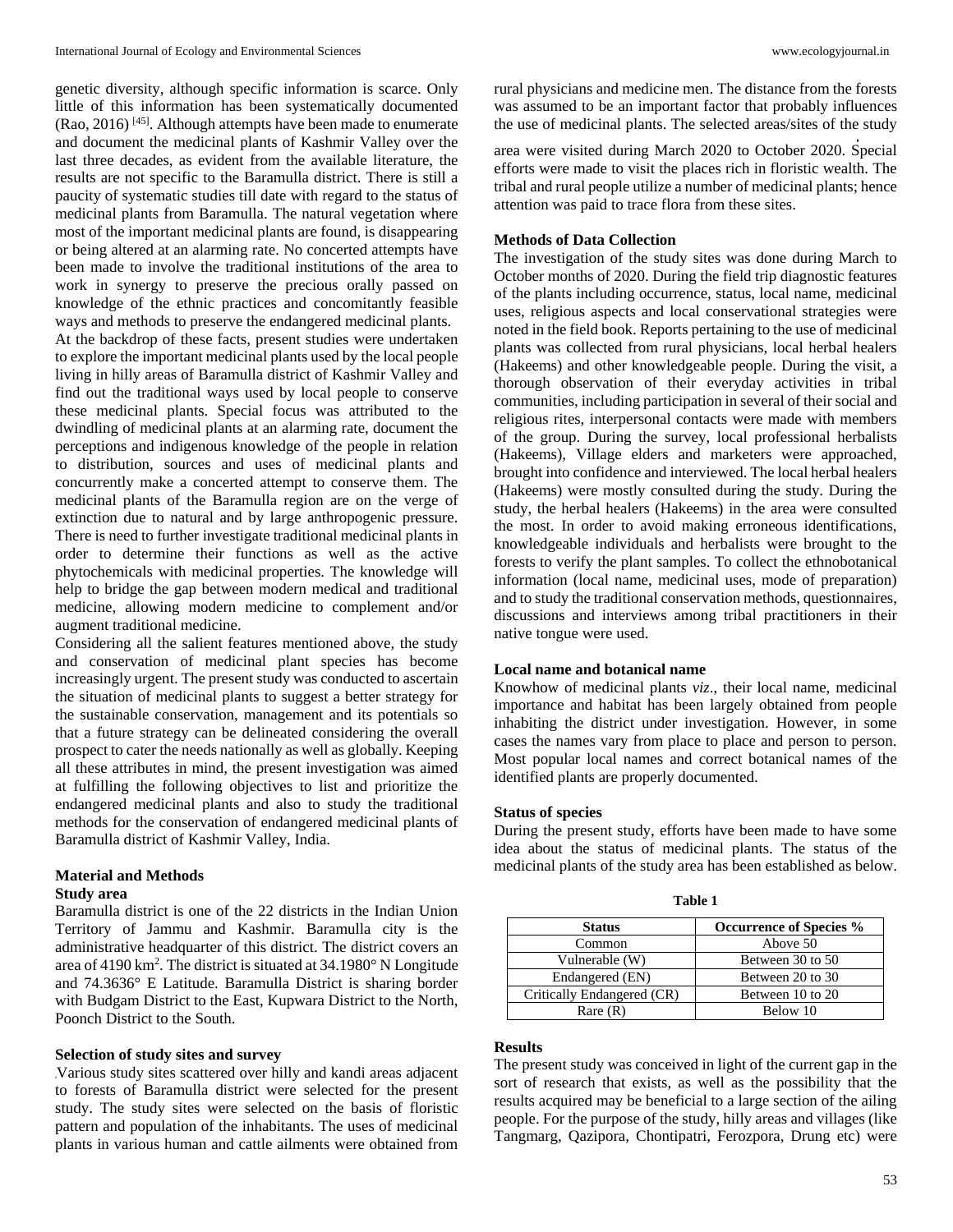genetic diversity, although specific information is scarce. Only little of this information has been systematically documented (Rao, 2016) [45]. Although attempts have been made to enumerate and document the medicinal plants of Kashmir Valley over the last three decades, as evident from the available literature, the results are not specific to the Baramulla district. There is still a paucity of systematic studies till date with regard to the status of medicinal plants from Baramulla. The natural vegetation where most of the important medicinal plants are found, is disappearing or being altered at an alarming rate. No concerted attempts have been made to involve the traditional institutions of the area to work in synergy to preserve the precious orally passed on knowledge of the ethnic practices and concomitantly feasible ways and methods to preserve the endangered medicinal plants.

At the backdrop of these facts, present studies were undertaken to explore the important medicinal plants used by the local people living in hilly areas of Baramulla district of Kashmir Valley and find out the traditional ways used by local people to conserve these medicinal plants. Special focus was attributed to the dwindling of medicinal plants at an alarming rate, document the perceptions and indigenous knowledge of the people in relation to distribution, sources and uses of medicinal plants and concurrently make a concerted attempt to conserve them. The medicinal plants of the Baramulla region are on the verge of extinction due to natural and by large anthropogenic pressure. There is need to further investigate traditional medicinal plants in order to determine their functions as well as the active phytochemicals with medicinal properties. The knowledge will help to bridge the gap between modern medical and traditional medicine, allowing modern medicine to complement and/or augment traditional medicine.

Considering all the salient features mentioned above, the study and conservation of medicinal plant species has become increasingly urgent. The present study was conducted to ascertain the situation of medicinal plants to suggest a better strategy for the sustainable conservation, management and its potentials so that a future strategy can be delineated considering the overall prospect to cater the needs nationally as well as globally. Keeping all these attributes in mind, the present investigation was aimed at fulfilling the following objectives to list and prioritize the endangered medicinal plants and also to study the traditional methods for the conservation of endangered medicinal plants of Baramulla district of Kashmir Valley, India.

## Material and Methods

### Study area

Baramulla district is one of the 22 districts in the Indian Union Territory of Jammu and Kashmir. Baramulla city is the administrative headquarter of this district. The district covers an area of 4190 km$^2$. The district is situated at 34.1980° N Longitude and 74.3636° E Latitude. Baramulla District is sharing border with Budgam District to the East, Kupwara District to the North, Poonch District to the South.

### Selection of study sites and survey

Various study sites scattered over hilly and kandi areas adjacent to forests of Baramulla district were selected for the present study. The study sites were selected on the basis of floristic pattern and population of the inhabitants. The uses of medicinal plants in various human and cattle ailments were obtained from rural physicians and medicine men. The distance from the forests was assumed to be an important factor that probably influences the use of medicinal plants. The selected areas/sites of the study area were visited during March 2020 to October 2020. Special efforts were made to visit the places rich in floristic wealth. The tribal and rural people utilize a number of medicinal plants; hence attention was paid to trace flora from these sites.

### Methods of Data Collection

The investigation of the study sites was done during March to October months of 2020. During the field trip diagnostic features of the plants including occurrence, status, local name, medicinal uses, religious aspects and local conservational strategies were noted in the field book. Reports pertaining to the use of medicinal plants was collected from rural physicians, local herbal healers (Hakeems) and other knowledgeable people. During the visit, a thorough observation of their everyday activities in tribal communities, including participation in several of their social and religious rites, interpersonal contacts were made with members of the group. During the survey, local professional herbalists (Hakeems), Village elders and marketers were approached, brought into confidence and interviewed. The local herbal healers (Hakeems) were mostly consulted during the study. During the study, the herbal healers (Hakeems) in the area were consulted the most. In order to avoid making erroneous identifications, knowledgeable individuals and herbalists were brought to the forests to verify the plant samples. To collect the ethnobotanical information (local name, medicinal uses, mode of preparation) and to study the traditional conservation methods, questionnaires, discussions and interviews among tribal practitioners in their native tongue were used.

### Local name and botanical name

Knowhow of medicinal plants *viz*., their local name, medicinal importance and habitat has been largely obtained from people inhabiting the district under investigation. However, in some cases the names vary from place to place and person to person. Most popular local names and correct botanical names of the identified plants are properly documented.

### Status of species

During the present study, efforts have been made to have some idea about the status of medicinal plants. The status of the medicinal plants of the study area has been established as below.

**Table 1**

| Status | Occurrence of Species % |
|---|---|
| Common | Above 50 |
| Vulnerable (W) | Between 30 to 50 |
| Endangered (EN) | Between 20 to 30 |
| Critically Endangered (CR) | Between 10 to 20 |
| Rare (R) | Below 10 |

## Results

The present study was conceived in light of the current gap in the sort of research that exists, as well as the possibility that the results acquired may be beneficial to a large section of the ailing people. For the purpose of the study, hilly areas and villages (like Tangmarg, Qazipora, Chontipatri, Ferozpora, Drung etc) were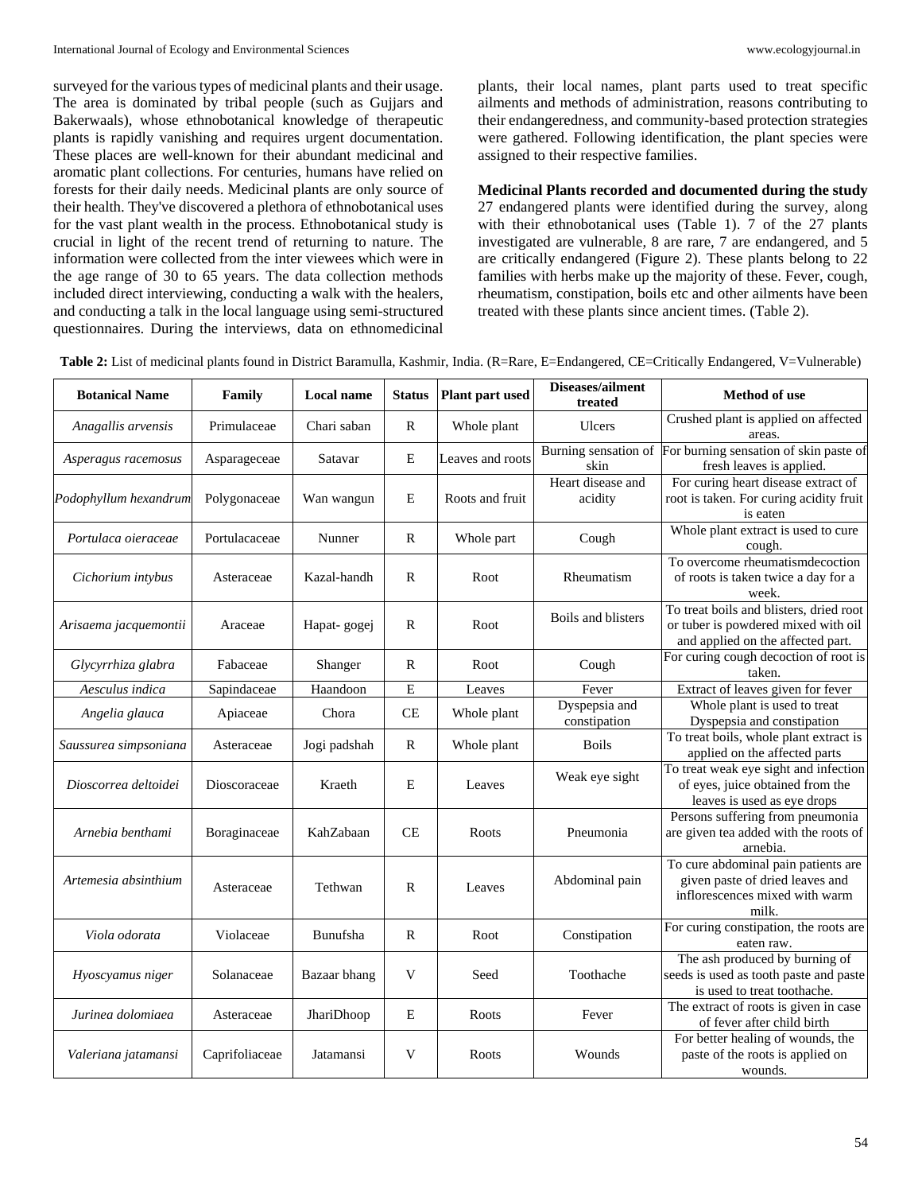surveyed for the various types of medicinal plants and their usage. The area is dominated by tribal people (such as Gujjars and Bakerwaals), whose ethnobotanical knowledge of therapeutic plants is rapidly vanishing and requires urgent documentation. These places are well-known for their abundant medicinal and aromatic plant collections. For centuries, humans have relied on forests for their daily needs. Medicinal plants are only source of their health. They've discovered a plethora of ethnobotanical uses for the vast plant wealth in the process. Ethnobotanical study is crucial in light of the recent trend of returning to nature. The information were collected from the inter viewees which were in the age range of 30 to 65 years. The data collection methods included direct interviewing, conducting a walk with the healers, and conducting a talk in the local language using semi-structured questionnaires. During the interviews, data on ethnomedicinal plants, their local names, plant parts used to treat specific ailments and methods of administration, reasons contributing to their endangeredness, and community-based protection strategies were gathered. Following identification, the plant species were assigned to their respective families.

**Medicinal Plants recorded and documented during the study**

27 endangered plants were identified during the survey, along with their ethnobotanical uses (Table 1). 7 of the 27 plants investigated are vulnerable, 8 are rare, 7 are endangered, and 5 are critically endangered (Figure 2). These plants belong to 22 families with herbs make up the majority of these. Fever, cough, rheumatism, constipation, boils etc and other ailments have been treated with these plants since ancient times. (Table 2).

**Table 2:** List of medicinal plants found in District Baramulla, Kashmir, India. (R=Rare, E=Endangered, CE=Critically Endangered, V=Vulnerable)

| Botanical Name | Family | Local name | Status | Plant part used | Diseases/ailment treated | Method of use |
|---|---|---|---|---|---|---|
| *Anagallis arvensis* | Primulaceae | Chari saban | R | Whole plant | Ulcers | Crushed plant is applied on affected areas. |
| *Asperagus racemosus* | Asparageceae | Satavar | E | Leaves and roots | Burning sensation of skin | For burning sensation of skin paste of fresh leaves is applied. |
| *Podophyllum hexandrum* | Polygonaceae | Wan wangun | E | Roots and fruit | Heart disease and acidity | For curing heart disease extract of root is taken. For curing acidity fruit is eaten |
| *Portulaca oieraceae* | Portulacaceae | Nunner | R | Whole part | Cough | Whole plant extract is used to cure cough. |
| *Cichorium intybus* | Asteraceae | Kazal-handh | R | Root | Rheumatism | To overcome rheumatismdecoction of roots is taken twice a day for a week. |
| *Arisaema jacquemontii* | Araceae | Hapat- gogej | R | Root | Boils and blisters | To treat boils and blisters, dried root or tuber is powdered mixed with oil and applied on the affected part. |
| *Glycyrrhiza glabra* | Fabaceae | Shanger | R | Root | Cough | For curing cough decoction of root is taken. |
| *Aesculus indica* | Sapindaceae | Haandoon | E | Leaves | Fever | Extract of leaves given for fever |
| *Angelia glauca* | Apiaceae | Chora | CE | Whole plant | Dyspepsia and constipation | Whole plant is used to treat Dyspepsia and constipation |
| *Saussurea simpsoniana* | Asteraceae | Jogi padshah | R | Whole plant | Boils | To treat boils, whole plant extract is applied on the affected parts |
| *Dioscorrea deltoidei* | Dioscoraceae | Kraeth | E | Leaves | Weak eye sight | To treat weak eye sight and infection of eyes, juice obtained from the leaves is used as eye drops |
| *Arnebia benthami* | Boraginaceae | KahZabaan | CE | Roots | Pneumonia | Persons suffering from pneumonia are given tea added with the roots of arnebia. |
| *Artemesia absinthium* | Asteraceae | Tethwan | R | Leaves | Abdominal pain | To cure abdominal pain patients are given paste of dried leaves and inflorescences mixed with warm milk. |
| *Viola odorata* | Violaceae | Bunufsha | R | Root | Constipation | For curing constipation, the roots are eaten raw. |
| *Hyoscyamus niger* | Solanaceae | Bazaar bhang | V | Seed | Toothache | The ash produced by burning of seeds is used as tooth paste and paste is used to treat toothache. |
| *Jurinea dolomiaea* | Asteraceae | JhariDhoop | E | Roots | Fever | The extract of roots is given in case of fever after child birth |
| *Valeriana jatamansi* | Caprifoliaceae | Jatamansi | V | Roots | Wounds | For better healing of wounds, the paste of the roots is applied on wounds. |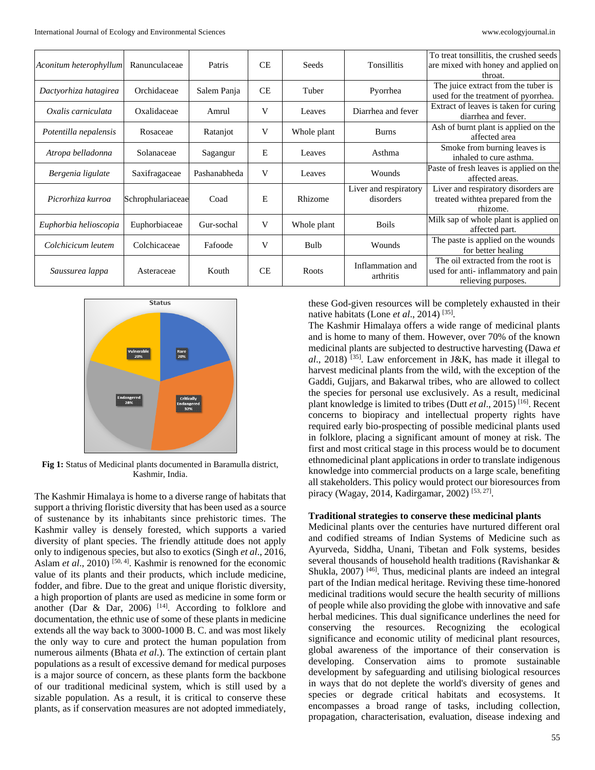| | | | | | | |
|---|---|---|---|---|---|---|
| *Aconitum heterophyllum* | Ranunculaceae | Patris | CE | Seeds | Tonsillitis | To treat tonsillitis, the crushed seeds are mixed with honey and applied on throat. |
| *Dactyorhiza hatagirea* | Orchidaceae | Salem Panja | CE | Tuber | Pyorrhea | The juice extract from the tuber is used for the treatment of pyorrhea. |
| *Oxalis carniculata* | Oxalidaceae | Amrul | V | Leaves | Diarrhea and fever | Extract of leaves is taken for curing diarrhea and fever. |
| *Potentilla nepalensis* | Rosaceae | Ratanjot | V | Whole plant | Burns | Ash of burnt plant is applied on the affected area |
| *Atropa belladonna* | Solanaceae | Sagangur | E | Leaves | Asthma | Smoke from burning leaves is inhaled to cure asthma. |
| *Bergenia ligulate* | Saxifragaceae | Pashanabheda | V | Leaves | Wounds | Paste of fresh leaves is applied on the affected areas. |
| *Picrorhiza kurroa* | Schrophulariaceae | Coad | E | Rhizome | Liver and respiratory disorders | Liver and respiratory disorders are treated withtea prepared from the rhizome. |
| *Euphorbia helioscopia* | Euphorbiaceae | Gur-sochal | V | Whole plant | Boils | Milk sap of whole plant is applied on affected part. |
| *Colchicicum leutem* | Colchicaceae | Fafoode | V | Bulb | Wounds | The paste is applied on the wounds for better healing |
| *Saussurea lappa* | Asteraceae | Kouth | CE | Roots | Inflammation and arthritis | The oil extracted from the root is used for anti- inflammatory and pain relieving purposes. |

Status

Rare 20%

Critically Endangered 32%

Endangered 28%

Vulnerable 20%

**Fig 1:** Status of Medicinal plants documented in Baramulla district, Kashmir, India.

The Kashmir Himalaya is home to a diverse range of habitats that support a thriving floristic diversity that has been used as a source of sustenance by its inhabitants since prehistoric times. The Kashmir valley is densely forested, which supports a varied diversity of plant species. The friendly attitude does not apply only to indigenous species, but also to exotics (Singh *et al*., 2016, Aslam *et al*., 2010) [50, 4]. Kashmir is renowned for the economic value of its plants and their products, which include medicine, fodder, and fibre. Due to the great and unique floristic diversity, a high proportion of plants are used as medicine in some form or another (Dar & Dar, 2006) [14]. According to folklore and documentation, the ethnic use of some of these plants in medicine extends all the way back to 3000-1000 B. C. and was most likely the only way to cure and protect the human population from numerous ailments (Bhata *et al*.). The extinction of certain plant populations as a result of excessive demand for medical purposes is a major source of concern, as these plants form the backbone of our traditional medicinal system, which is still used by a sizable population. As a result, it is critical to conserve these plants, as if conservation measures are not adopted immediately, these God-given resources will be completely exhausted in their native habitats (Lone *et al*., 2014) [35].

The Kashmir Himalaya offers a wide range of medicinal plants and is home to many of them. However, over 70% of the known medicinal plants are subjected to destructive harvesting (Dawa *et al*., 2018) [35]. Law enforcement in J&K, has made it illegal to harvest medicinal plants from the wild, with the exception of the Gaddi, Gujjars, and Bakarwal tribes, who are allowed to collect the species for personal use exclusively. As a result, medicinal plant knowledge is limited to tribes (Dutt *et al*., 2015) [16]. Recent concerns to biopiracy and intellectual property rights have required early bio-prospecting of possible medicinal plants used in folklore, placing a significant amount of money at risk. The first and most critical stage in this process would be to document ethnomedicinal plant applications in order to translate indigenous knowledge into commercial products on a large scale, benefiting all stakeholders. This policy would protect our bioresources from piracy (Wagay, 2014, Kadirgamar, 2002) [53, 27].

**Traditional strategies to conserve these medicinal plants**

Medicinal plants over the centuries have nurtured different oral and codified streams of Indian Systems of Medicine such as Ayurveda, Siddha, Unani, Tibetan and Folk systems, besides several thousands of household health traditions (Ravishankar & Shukla, 2007) [46]. Thus, medicinal plants are indeed an integral part of the Indian medical heritage. Reviving these time-honored medicinal traditions would secure the health security of millions of people while also providing the globe with innovative and safe herbal medicines. This dual significance underlines the need for conserving the resources. Recognizing the ecological significance and economic utility of medicinal plant resources, global awareness of the importance of their conservation is developing. Conservation aims to promote sustainable development by safeguarding and utilising biological resources in ways that do not deplete the world's diversity of genes and species or degrade critical habitats and ecosystems. It encompasses a broad range of tasks, including collection, propagation, characterisation, evaluation, disease indexing and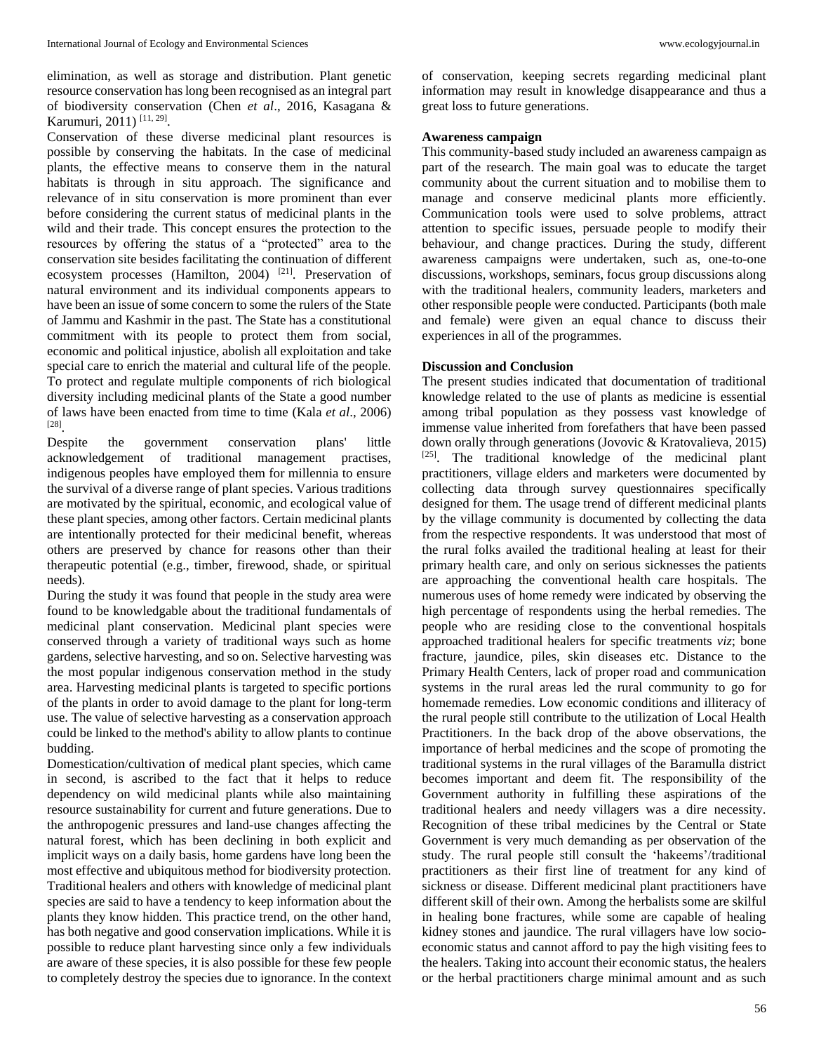elimination, as well as storage and distribution. Plant genetic resource conservation has long been recognised as an integral part of biodiversity conservation (Chen *et al*., 2016, Kasagana & Karumuri, 2011) [11, 29].

Conservation of these diverse medicinal plant resources is possible by conserving the habitats. In the case of medicinal plants, the effective means to conserve them in the natural habitats is through in situ approach. The significance and relevance of in situ conservation is more prominent than ever before considering the current status of medicinal plants in the wild and their trade. This concept ensures the protection to the resources by offering the status of a "protected" area to the conservation site besides facilitating the continuation of different ecosystem processes (Hamilton, 2004) [21]. Preservation of natural environment and its individual components appears to have been an issue of some concern to some the rulers of the State of Jammu and Kashmir in the past. The State has a constitutional commitment with its people to protect them from social, economic and political injustice, abolish all exploitation and take special care to enrich the material and cultural life of the people. To protect and regulate multiple components of rich biological diversity including medicinal plants of the State a good number of laws have been enacted from time to time (Kala *et al*., 2006) [28].

Despite the government conservation plans' little acknowledgement of traditional management practises, indigenous peoples have employed them for millennia to ensure the survival of a diverse range of plant species. Various traditions are motivated by the spiritual, economic, and ecological value of these plant species, among other factors. Certain medicinal plants are intentionally protected for their medicinal benefit, whereas others are preserved by chance for reasons other than their therapeutic potential (e.g., timber, firewood, shade, or spiritual needs).

During the study it was found that people in the study area were found to be knowledgable about the traditional fundamentals of medicinal plant conservation. Medicinal plant species were conserved through a variety of traditional ways such as home gardens, selective harvesting, and so on. Selective harvesting was the most popular indigenous conservation method in the study area. Harvesting medicinal plants is targeted to specific portions of the plants in order to avoid damage to the plant for long-term use. The value of selective harvesting as a conservation approach could be linked to the method's ability to allow plants to continue budding.

Domestication/cultivation of medical plant species, which came in second, is ascribed to the fact that it helps to reduce dependency on wild medicinal plants while also maintaining resource sustainability for current and future generations. Due to the anthropogenic pressures and land-use changes affecting the natural forest, which has been declining in both explicit and implicit ways on a daily basis, home gardens have long been the most effective and ubiquitous method for biodiversity protection. Traditional healers and others with knowledge of medicinal plant species are said to have a tendency to keep information about the plants they know hidden. This practice trend, on the other hand, has both negative and good conservation implications. While it is possible to reduce plant harvesting since only a few individuals are aware of these species, it is also possible for these few people to completely destroy the species due to ignorance. In the context of conservation, keeping secrets regarding medicinal plant information may result in knowledge disappearance and thus a great loss to future generations.

**Awareness campaign**

This community-based study included an awareness campaign as part of the research. The main goal was to educate the target community about the current situation and to mobilise them to manage and conserve medicinal plants more efficiently. Communication tools were used to solve problems, attract attention to specific issues, persuade people to modify their behaviour, and change practices. During the study, different awareness campaigns were undertaken, such as, one-to-one discussions, workshops, seminars, focus group discussions along with the traditional healers, community leaders, marketers and other responsible people were conducted. Participants (both male and female) were given an equal chance to discuss their experiences in all of the programmes.

**Discussion and Conclusion**

The present studies indicated that documentation of traditional knowledge related to the use of plants as medicine is essential among tribal population as they possess vast knowledge of immense value inherited from forefathers that have been passed down orally through generations (Jovovic & Kratovalieva, 2015) [25]. The traditional knowledge of the medicinal plant practitioners, village elders and marketers were documented by collecting data through survey questionnaires specifically designed for them. The usage trend of different medicinal plants by the village community is documented by collecting the data from the respective respondents. It was understood that most of the rural folks availed the traditional healing at least for their primary health care, and only on serious sicknesses the patients are approaching the conventional health care hospitals. The numerous uses of home remedy were indicated by observing the high percentage of respondents using the herbal remedies. The people who are residing close to the conventional hospitals approached traditional healers for specific treatments *viz*; bone fracture, jaundice, piles, skin diseases etc. Distance to the Primary Health Centers, lack of proper road and communication systems in the rural areas led the rural community to go for homemade remedies. Low economic conditions and illiteracy of the rural people still contribute to the utilization of Local Health Practitioners. In the back drop of the above observations, the importance of herbal medicines and the scope of promoting the traditional systems in the rural villages of the Baramulla district becomes important and deem fit. The responsibility of the Government authority in fulfilling these aspirations of the traditional healers and needy villagers was a dire necessity. Recognition of these tribal medicines by the Central or State Government is very much demanding as per observation of the study. The rural people still consult the 'hakeems'/traditional practitioners as their first line of treatment for any kind of sickness or disease. Different medicinal plant practitioners have different skill of their own. Among the herbalists some are skilful in healing bone fractures, while some are capable of healing kidney stones and jaundice. The rural villagers have low socio-economic status and cannot afford to pay the high visiting fees to the healers. Taking into account their economic status, the healers or the herbal practitioners charge minimal amount and as such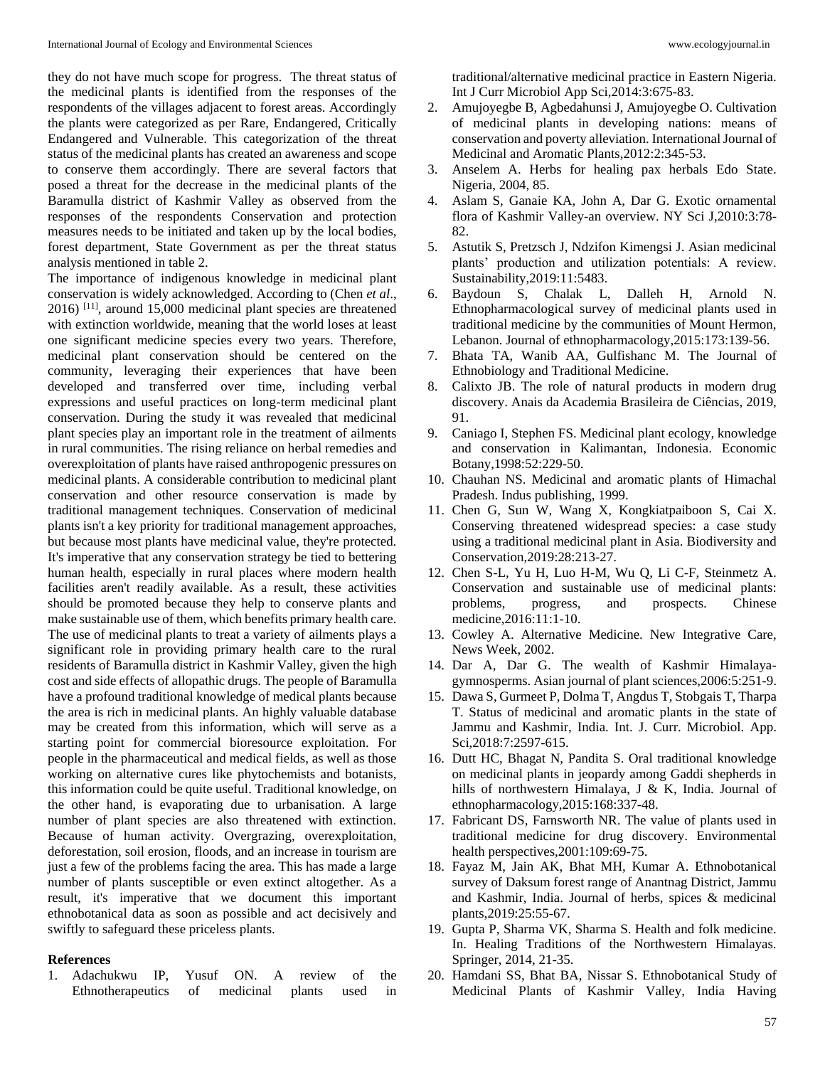they do not have much scope for progress. The threat status of the medicinal plants is identified from the responses of the respondents of the villages adjacent to forest areas. Accordingly the plants were categorized as per Rare, Endangered, Critically Endangered and Vulnerable. This categorization of the threat status of the medicinal plants has created an awareness and scope to conserve them accordingly. There are several factors that posed a threat for the decrease in the medicinal plants of the Baramulla district of Kashmir Valley as observed from the responses of the respondents Conservation and protection measures needs to be initiated and taken up by the local bodies, forest department, State Government as per the threat status analysis mentioned in table 2.

The importance of indigenous knowledge in medicinal plant conservation is widely acknowledged. According to (Chen *et al*., 2016) [11], around 15,000 medicinal plant species are threatened with extinction worldwide, meaning that the world loses at least one significant medicine species every two years. Therefore, medicinal plant conservation should be centered on the community, leveraging their experiences that have been developed and transferred over time, including verbal expressions and useful practices on long-term medicinal plant conservation. During the study it was revealed that medicinal plant species play an important role in the treatment of ailments in rural communities. The rising reliance on herbal remedies and overexploitation of plants have raised anthropogenic pressures on medicinal plants. A considerable contribution to medicinal plant conservation and other resource conservation is made by traditional management techniques. Conservation of medicinal plants isn't a key priority for traditional management approaches, but because most plants have medicinal value, they're protected. It's imperative that any conservation strategy be tied to bettering human health, especially in rural places where modern health facilities aren't readily available. As a result, these activities should be promoted because they help to conserve plants and make sustainable use of them, which benefits primary health care. The use of medicinal plants to treat a variety of ailments plays a significant role in providing primary health care to the rural residents of Baramulla district in Kashmir Valley, given the high cost and side effects of allopathic drugs. The people of Baramulla have a profound traditional knowledge of medical plants because the area is rich in medicinal plants. An highly valuable database may be created from this information, which will serve as a starting point for commercial bioresource exploitation. For people in the pharmaceutical and medical fields, as well as those working on alternative cures like phytochemists and botanists, this information could be quite useful. Traditional knowledge, on the other hand, is evaporating due to urbanisation. A large number of plant species are also threatened with extinction. Because of human activity. Overgrazing, overexploitation, deforestation, soil erosion, floods, and an increase in tourism are just a few of the problems facing the area. This has made a large number of plants susceptible or even extinct altogether. As a result, it's imperative that we document this important ethnobotanical data as soon as possible and act decisively and swiftly to safeguard these priceless plants.

## References

1. Adachukwu IP, Yusuf ON. A review of the Ethnotherapeutics of medicinal plants used in traditional/alternative medicinal practice in Eastern Nigeria. Int J Curr Microbiol App Sci,2014:3:675-83.
2. Amujoyegbe B, Agbedahunsi J, Amujoyegbe O. Cultivation of medicinal plants in developing nations: means of conservation and poverty alleviation. International Journal of Medicinal and Aromatic Plants,2012:2:345-53.
3. Anselem A. Herbs for healing pax herbals Edo State. Nigeria, 2004, 85.
4. Aslam S, Ganaie KA, John A, Dar G. Exotic ornamental flora of Kashmir Valley-an overview. NY Sci J,2010:3:78-82.
5. Astutik S, Pretzsch J, Ndzifon Kimengsi J. Asian medicinal plants' production and utilization potentials: A review. Sustainability,2019:11:5483.
6. Baydoun S, Chalak L, Dalleh H, Arnold N. Ethnopharmacological survey of medicinal plants used in traditional medicine by the communities of Mount Hermon, Lebanon. Journal of ethnopharmacology,2015:173:139-56.
7. Bhata TA, Wanib AA, Gulfishanc M. The Journal of Ethnobiology and Traditional Medicine.
8. Calixto JB. The role of natural products in modern drug discovery. Anais da Academia Brasileira de Ciências, 2019, 91.
9. Caniago I, Stephen FS. Medicinal plant ecology, knowledge and conservation in Kalimantan, Indonesia. Economic Botany,1998:52:229-50.
10. Chauhan NS. Medicinal and aromatic plants of Himachal Pradesh. Indus publishing, 1999.
11. Chen G, Sun W, Wang X, Kongkiatpaiboon S, Cai X. Conserving threatened widespread species: a case study using a traditional medicinal plant in Asia. Biodiversity and Conservation,2019:28:213-27.
12. Chen S-L, Yu H, Luo H-M, Wu Q, Li C-F, Steinmetz A. Conservation and sustainable use of medicinal plants: problems, progress, and prospects. Chinese medicine,2016:11:1-10.
13. Cowley A. Alternative Medicine. New Integrative Care, News Week, 2002.
14. Dar A, Dar G. The wealth of Kashmir Himalaya-gymnosperms. Asian journal of plant sciences,2006:5:251-9.
15. Dawa S, Gurmeet P, Dolma T, Angdus T, Stobgais T, Tharpa T. Status of medicinal and aromatic plants in the state of Jammu and Kashmir, India. Int. J. Curr. Microbiol. App. Sci,2018:7:2597-615.
16. Dutt HC, Bhagat N, Pandita S. Oral traditional knowledge on medicinal plants in jeopardy among Gaddi shepherds in hills of northwestern Himalaya, J & K, India. Journal of ethnopharmacology,2015:168:337-48.
17. Fabricant DS, Farnsworth NR. The value of plants used in traditional medicine for drug discovery. Environmental health perspectives,2001:109:69-75.
18. Fayaz M, Jain AK, Bhat MH, Kumar A. Ethnobotanical survey of Daksum forest range of Anantnag District, Jammu and Kashmir, India. Journal of herbs, spices & medicinal plants,2019:25:55-67.
19. Gupta P, Sharma VK, Sharma S. Health and folk medicine. In. Healing Traditions of the Northwestern Himalayas. Springer, 2014, 21-35.
20. Hamdani SS, Bhat BA, Nissar S. Ethnobotanical Study of Medicinal Plants of Kashmir Valley, India Having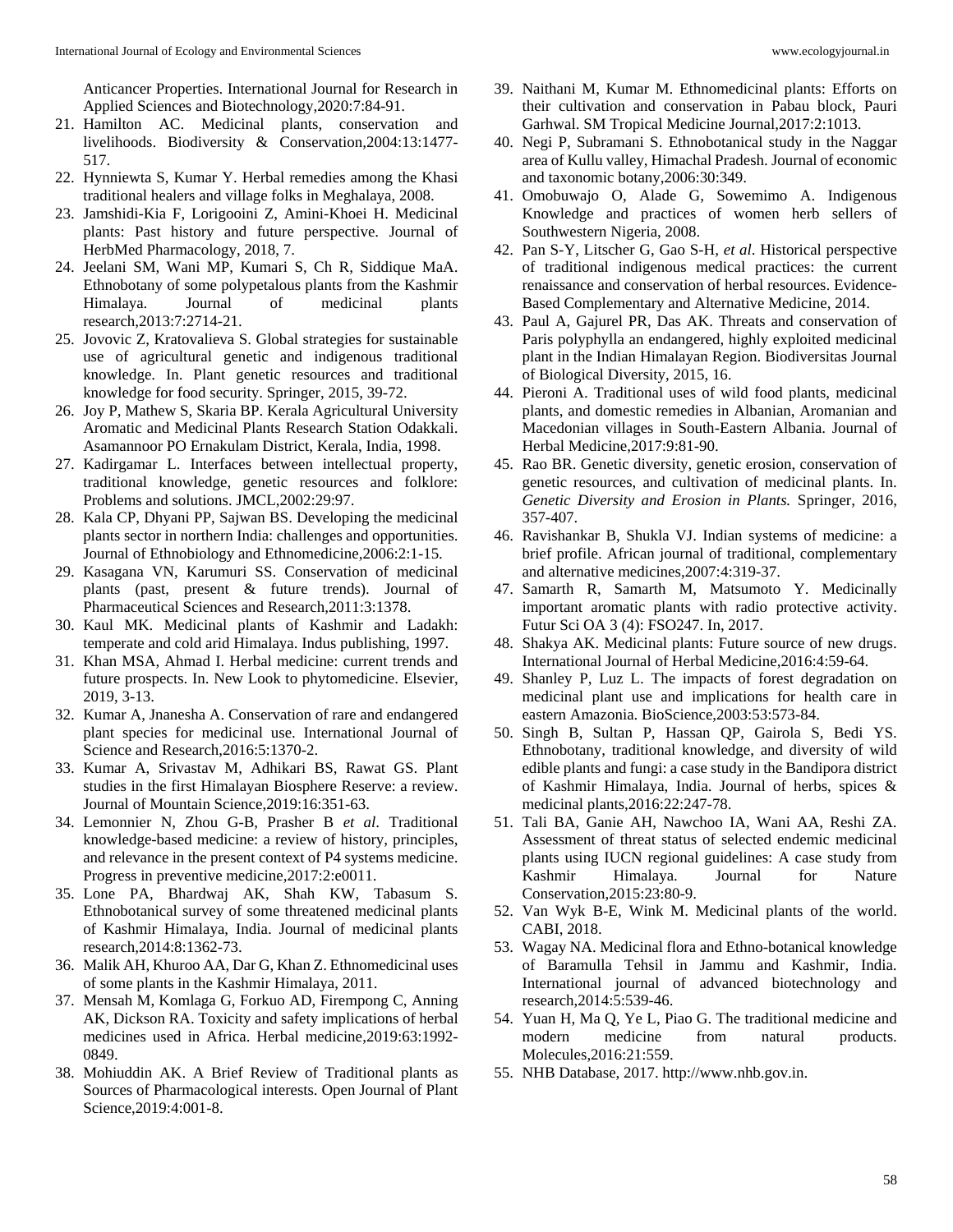Anticancer Properties. International Journal for Research in Applied Sciences and Biotechnology,2020:7:84-91.

21. Hamilton AC. Medicinal plants, conservation and livelihoods. Biodiversity & Conservation,2004:13:1477-517.
22. Hynniewta S, Kumar Y. Herbal remedies among the Khasi traditional healers and village folks in Meghalaya, 2008.
23. Jamshidi-Kia F, Lorigooini Z, Amini-Khoei H. Medicinal plants: Past history and future perspective. Journal of HerbMed Pharmacology, 2018, 7.
24. Jeelani SM, Wani MP, Kumari S, Ch R, Siddique MaA. Ethnobotany of some polypetalous plants from the Kashmir Himalaya. Journal of medicinal plants research,2013:7:2714-21.
25. Jovovic Z, Kratovalieva S. Global strategies for sustainable use of agricultural genetic and indigenous traditional knowledge. In. Plant genetic resources and traditional knowledge for food security. Springer, 2015, 39-72.
26. Joy P, Mathew S, Skaria BP. Kerala Agricultural University Aromatic and Medicinal Plants Research Station Odakkali. Asamannoor PO Ernakulam District, Kerala, India, 1998.
27. Kadirgamar L. Interfaces between intellectual property, traditional knowledge, genetic resources and folklore: Problems and solutions. JMCL,2002:29:97.
28. Kala CP, Dhyani PP, Sajwan BS. Developing the medicinal plants sector in northern India: challenges and opportunities. Journal of Ethnobiology and Ethnomedicine,2006:2:1-15.
29. Kasagana VN, Karumuri SS. Conservation of medicinal plants (past, present & future trends). Journal of Pharmaceutical Sciences and Research,2011:3:1378.
30. Kaul MK. Medicinal plants of Kashmir and Ladakh: temperate and cold arid Himalaya. Indus publishing, 1997.
31. Khan MSA, Ahmad I. Herbal medicine: current trends and future prospects. In. New Look to phytomedicine. Elsevier, 2019, 3-13.
32. Kumar A, Jnanesha A. Conservation of rare and endangered plant species for medicinal use. International Journal of Science and Research,2016:5:1370-2.
33. Kumar A, Srivastav M, Adhikari BS, Rawat GS. Plant studies in the first Himalayan Biosphere Reserve: a review. Journal of Mountain Science,2019:16:351-63.
34. Lemonnier N, Zhou G-B, Prasher B *et al*. Traditional knowledge-based medicine: a review of history, principles, and relevance in the present context of P4 systems medicine. Progress in preventive medicine,2017:2:e0011.
35. Lone PA, Bhardwaj AK, Shah KW, Tabasum S. Ethnobotanical survey of some threatened medicinal plants of Kashmir Himalaya, India. Journal of medicinal plants research,2014:8:1362-73.
36. Malik AH, Khuroo AA, Dar G, Khan Z. Ethnomedicinal uses of some plants in the Kashmir Himalaya, 2011.
37. Mensah M, Komlaga G, Forkuo AD, Firempong C, Anning AK, Dickson RA. Toxicity and safety implications of herbal medicines used in Africa. Herbal medicine,2019:63:1992-0849.
38. Mohiuddin AK. A Brief Review of Traditional plants as Sources of Pharmacological interests. Open Journal of Plant Science,2019:4:001-8.
39. Naithani M, Kumar M. Ethnomedicinal plants: Efforts on their cultivation and conservation in Pabau block, Pauri Garhwal. SM Tropical Medicine Journal,2017:2:1013.
40. Negi P, Subramani S. Ethnobotanical study in the Naggar area of Kullu valley, Himachal Pradesh. Journal of economic and taxonomic botany,2006:30:349.
41. Omobuwajo O, Alade G, Sowemimo A. Indigenous Knowledge and practices of women herb sellers of Southwestern Nigeria, 2008.
42. Pan S-Y, Litscher G, Gao S-H, *et al*. Historical perspective of traditional indigenous medical practices: the current renaissance and conservation of herbal resources. Evidence-Based Complementary and Alternative Medicine, 2014.
43. Paul A, Gajurel PR, Das AK. Threats and conservation of Paris polyphylla an endangered, highly exploited medicinal plant in the Indian Himalayan Region. Biodiversitas Journal of Biological Diversity, 2015, 16.
44. Pieroni A. Traditional uses of wild food plants, medicinal plants, and domestic remedies in Albanian, Aromanian and Macedonian villages in South-Eastern Albania. Journal of Herbal Medicine,2017:9:81-90.
45. Rao BR. Genetic diversity, genetic erosion, conservation of genetic resources, and cultivation of medicinal plants. In. *Genetic Diversity and Erosion in Plants.* Springer, 2016, 357-407.
46. Ravishankar B, Shukla VJ. Indian systems of medicine: a brief profile. African journal of traditional, complementary and alternative medicines,2007:4:319-37.
47. Samarth R, Samarth M, Matsumoto Y. Medicinally important aromatic plants with radio protective activity. Futur Sci OA 3 (4): FSO247. In, 2017.
48. Shakya AK. Medicinal plants: Future source of new drugs. International Journal of Herbal Medicine,2016:4:59-64.
49. Shanley P, Luz L. The impacts of forest degradation on medicinal plant use and implications for health care in eastern Amazonia. BioScience,2003:53:573-84.
50. Singh B, Sultan P, Hassan QP, Gairola S, Bedi YS. Ethnobotany, traditional knowledge, and diversity of wild edible plants and fungi: a case study in the Bandipora district of Kashmir Himalaya, India. Journal of herbs, spices & medicinal plants,2016:22:247-78.
51. Tali BA, Ganie AH, Nawchoo IA, Wani AA, Reshi ZA. Assessment of threat status of selected endemic medicinal plants using IUCN regional guidelines: A case study from Kashmir Himalaya. Journal for Nature Conservation,2015:23:80-9.
52. Van Wyk B-E, Wink M. Medicinal plants of the world. CABI, 2018.
53. Wagay NA. Medicinal flora and Ethno-botanical knowledge of Baramulla Tehsil in Jammu and Kashmir, India. International journal of advanced biotechnology and research,2014:5:539-46.
54. Yuan H, Ma Q, Ye L, Piao G. The traditional medicine and modern medicine from natural products. Molecules,2016:21:559.
55. NHB Database, 2017. http://www.nhb.gov.in.